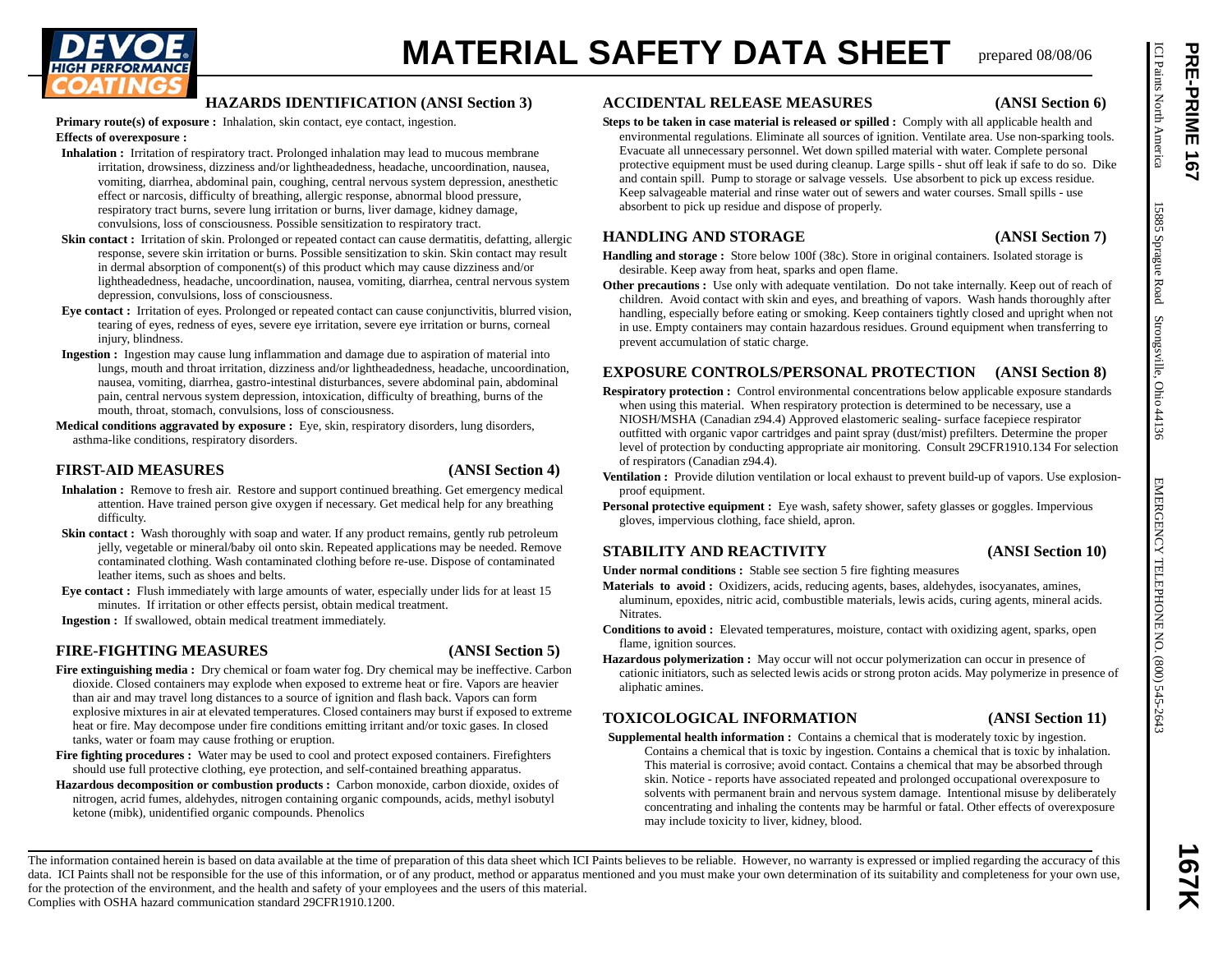# MATERIAL SAFETY DATA SHEET

prepared 08/08/06

PRE-PRIME 167

ICI Paints North America 15885 Sprague Road Strongsville, Ohio 44136 EMERGENCY TELEPHONE NO. (800) 545-2643

## HAZARDS IDENTIFICATION (ANSI Section 3)

**Primary route(s) of exposure :** Inhalation, skin contact, eye contact, ingestion.

**Effects of overexposure :**

**Inhalation :** Irritation of respiratory tract. Prolonged inhalation may lead to mucous membrane irritation, drowsiness, dizziness and/or lightheadedness, headache, uncoordination, nausea, vomiting, diarrhea, abdominal pain, coughing, central nervous system depression, anesthetic effect or narcosis, difficulty of breathing, allergic response, abnormal blood pressure, respiratory tract burns, severe lung irritation or burns, liver damage, kidney damage, convulsions, loss of consciousness. Possible sensitization to respiratory tract.

**Skin contact :** Irritation of skin. Prolonged or repeated contact can cause dermatitis, defatting, allergic response, severe skin irritation or burns. Possible sensitization to skin. Skin contact may result in dermal absorption of component(s) of this product which may cause dizziness and/or lightheadedness, headache, uncoordination, nausea, vomiting, diarrhea, central nervous system depression, convulsions, loss of consciousness.

**Eye contact :** Irritation of eyes. Prolonged or repeated contact can cause conjunctivitis, blurred vision, tearing of eyes, redness of eyes, severe eye irritation, severe eye irritation or burns, corneal injury, blindness.

**Ingestion :** Ingestion may cause lung inflammation and damage due to aspiration of material into lungs, mouth and throat irritation, dizziness and/or lightheadedness, headache, uncoordination, nausea, vomiting, diarrhea, gastro-intestinal disturbances, severe abdominal pain, abdominal pain, central nervous system depression, intoxication, difficulty of breathing, burns of the mouth, throat, stomach, convulsions, loss of consciousness.

**Medical conditions aggravated by exposure :** Eye, skin, respiratory disorders, lung disorders, asthma-like conditions, respiratory disorders.

## FIRST-AID MEASURES (ANSI Section 4)

**Inhalation :** Remove to fresh air. Restore and support continued breathing. Get emergency medical attention. Have trained person give oxygen if necessary. Get medical help for any breathing difficulty.

**Skin contact :** Wash thoroughly with soap and water. If any product remains, gently rub petroleum jelly, vegetable or mineral/baby oil onto skin. Repeated applications may be needed. Remove contaminated clothing. Wash contaminated clothing before re-use. Dispose of contaminated leather items, such as shoes and belts.

**Eye contact :** Flush immediately with large amounts of water, especially under lids for at least 15 minutes. If irritation or other effects persist, obtain medical treatment.

**Ingestion :** If swallowed, obtain medical treatment immediately.

## FIRE-FIGHTING MEASURES (ANSI Section 5)

**Fire extinguishing media :** Dry chemical or foam water fog. Dry chemical may be ineffective. Carbon dioxide. Closed containers may explode when exposed to extreme heat or fire. Vapors are heavier than air and may travel long distances to a source of ignition and flash back. Vapors can form explosive mixtures in air at elevated temperatures. Closed containers may burst if exposed to extreme heat or fire. May decompose under fire conditions emitting irritant and/or toxic gases. In closed tanks, water or foam may cause frothing or eruption.

**Fire fighting procedures :** Water may be used to cool and protect exposed containers. Firefighters should use full protective clothing, eye protection, and self-contained breathing apparatus.

**Hazardous decomposition or combustion products :** Carbon monoxide, carbon dioxide, oxides of nitrogen, acrid fumes, aldehydes, nitrogen containing organic compounds, acids, methyl isobutyl ketone (mibk), unidentified organic compounds. Phenolics

## ACCIDENTAL RELEASE MEASURES (ANSI Section 6)

**Steps to be taken in case material is released or spilled :** Comply with all applicable health and environmental regulations. Eliminate all sources of ignition. Ventilate area. Use non-sparking tools. Evacuate all unnecessary personnel. Wet down spilled material with water. Complete personal protective equipment must be used during cleanup. Large spills - shut off leak if safe to do so. Dike and contain spill. Pump to storage or salvage vessels. Use absorbent to pick up excess residue. Keep salvageable material and rinse water out of sewers and water courses. Small spills - use absorbent to pick up residue and dispose of properly.

## HANDLING AND STORAGE (ANSI Section 7)

**Handling and storage :** Store below 100f (38c). Store in original containers. Isolated storage is desirable. Keep away from heat, sparks and open flame.

**Other precautions :** Use only with adequate ventilation. Do not take internally. Keep out of reach of children. Avoid contact with skin and eyes, and breathing of vapors. Wash hands thoroughly after handling, especially before eating or smoking. Keep containers tightly closed and upright when not in use. Empty containers may contain hazardous residues. Ground equipment when transferring to prevent accumulation of static charge.

## EXPOSURE CONTROLS/PERSONAL PROTECTION (ANSI Section 8)

**Respiratory protection :** Control environmental concentrations below applicable exposure standards when using this material. When respiratory protection is determined to be necessary, use a NIOSH/MSHA (Canadian z94.4) Approved elastomeric sealing- surface facepiece respirator outfitted with organic vapor cartridges and paint spray (dust/mist) prefilters. Determine the proper level of protection by conducting appropriate air monitoring. Consult 29CFR1910.134 For selection of respirators (Canadian z94.4).

**Ventilation :** Provide dilution ventilation or local exhaust to prevent build-up of vapors. Use explosion-proof equipment.

**Personal protective equipment :** Eye wash, safety shower, safety glasses or goggles. Impervious gloves, impervious clothing, face shield, apron.

## STABILITY AND REACTIVITY (ANSI Section 10)

**Under normal conditions :** Stable see section 5 fire fighting measures

**Materials to avoid :** Oxidizers, acids, reducing agents, bases, aldehydes, isocyanates, amines, aluminum, epoxides, nitric acid, combustible materials, lewis acids, curing agents, mineral acids. Nitrates.

**Conditions to avoid :** Elevated temperatures, moisture, contact with oxidizing agent, sparks, open flame, ignition sources.

**Hazardous polymerization :** May occur will not occur polymerization can occur in presence of cationic initiators, such as selected lewis acids or strong proton acids. May polymerize in presence of aliphatic amines.

## TOXICOLOGICAL INFORMATION (ANSI Section 11)

**Supplemental health information :** Contains a chemical that is moderately toxic by ingestion. Contains a chemical that is toxic by ingestion. Contains a chemical that is toxic by inhalation. This material is corrosive; avoid contact. Contains a chemical that may be absorbed through skin. Notice - reports have associated repeated and prolonged occupational overexposure to solvents with permanent brain and nervous system damage. Intentional misuse by deliberately concentrating and inhaling the contents may be harmful or fatal. Other effects of overexposure may include toxicity to liver, kidney, blood.

The information contained herein is based on data available at the time of preparation of this data sheet which ICI Paints believes to be reliable. However, no warranty is expressed or implied regarding the accuracy of this data. ICI Paints shall not be responsible for the use of this information, or of any product, method or apparatus mentioned and you must make your own determination of its suitability and completeness for your own use, for the protection of the environment, and the health and safety of your employees and the users of this material.

Complies with OSHA hazard communication standard 29CFR1910.1200.

167K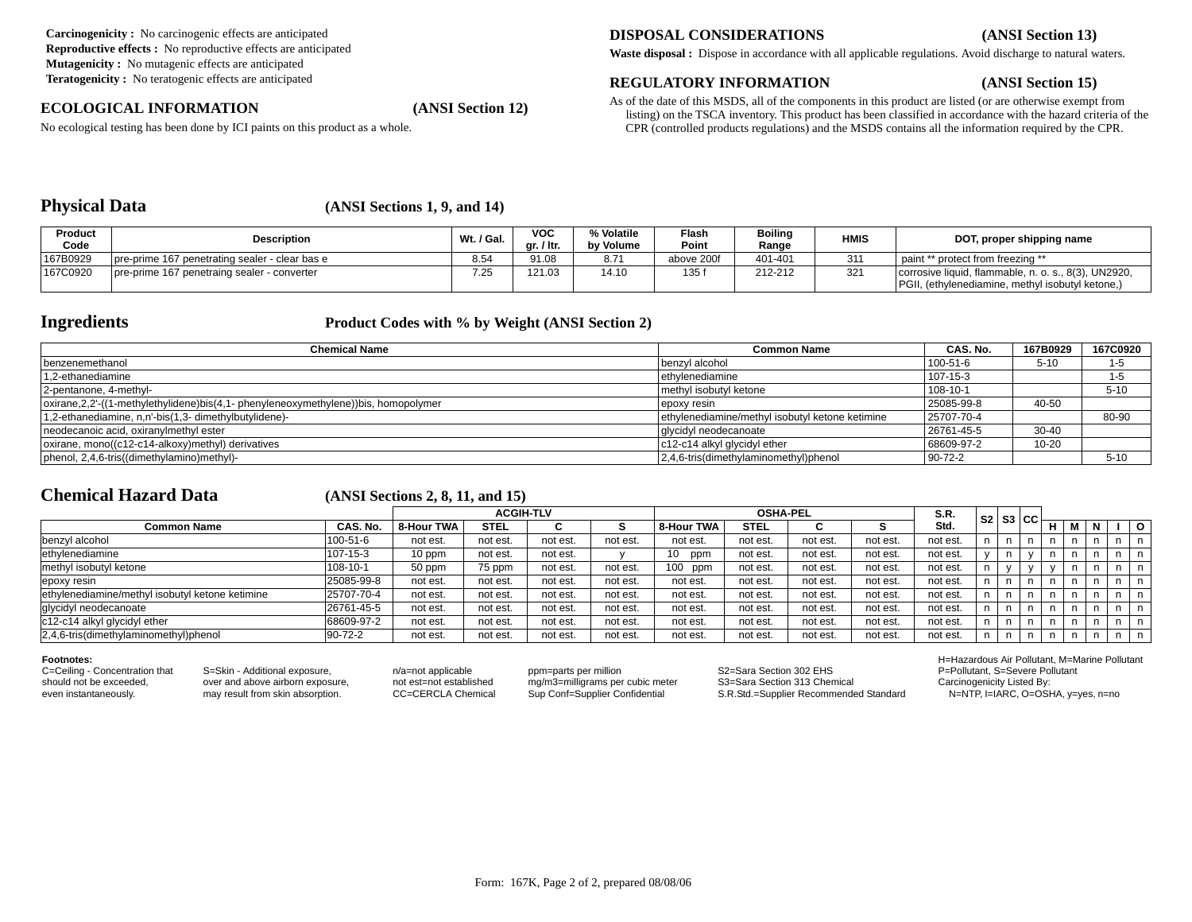**Carcinogenicity :** No carcinogenic effects are anticipated
**Reproductive effects :** No reproductive effects are anticipated
**Mutagenicity :** No mutagenic effects are anticipated
**Teratogenicity :** No teratogenic effects are anticipated

## ECOLOGICAL INFORMATION (ANSI Section 12)

No ecological testing has been done by ICI paints on this product as a whole.

## DISPOSAL CONSIDERATIONS (ANSI Section 13)

**Waste disposal :** Dispose in accordance with all applicable regulations. Avoid discharge to natural waters.

## REGULATORY INFORMATION (ANSI Section 15)

As of the date of this MSDS, all of the components in this product are listed (or are otherwise exempt from listing) on the TSCA inventory. This product has been classified in accordance with the hazard criteria of the CPR (controlled products regulations) and the MSDS contains all the information required by the CPR.

## Physical Data (ANSI Sections 1, 9, and 14)

| Product Code | Description | Wt. / Gal. | VOC gr. / ltr. | % Volatile by Volume | Flash Point | Boiling Range | HMIS | DOT, proper shipping name |
|---|---|---|---|---|---|---|---|---|
| 167B0929 | pre-prime 167 penetrating sealer - clear bas e | 8.54 | 91.08 | 8.71 | above 200f | 401-401 | 311 | paint ** protect from freezing ** |
| 167C0920 | pre-prime 167 penetraing sealer - converter | 7.25 | 121.03 | 14.10 | 135 f | 212-212 | 321 | corrosive liquid, flammable, n. o. s., 8(3), UN2920, PGII, (ethylenediamine, methyl isobutyl ketone,) |

## Ingredients — Product Codes with % by Weight (ANSI Section 2)

| Chemical Name | Common Name | CAS. No. | 167B0929 | 167C0920 |
|---|---|---|---|---|
| benzenemethanol | benzyl alcohol | 100-51-6 | 5-10 | 1-5 |
| 1,2-ethanediamine | ethylenediamine | 107-15-3 | | 1-5 |
| 2-pentanone, 4-methyl- | methyl isobutyl ketone | 108-10-1 | | 5-10 |
| oxirane,2,2'-((1-methylethylidene)bis(4,1- phenyleneoxymethylene))bis, homopolymer | epoxy resin | 25085-99-8 | 40-50 | |
| 1,2-ethanediamine, n,n'-bis(1,3- dimethylbutylidene)- | ethylenediamine/methyl isobutyl ketone ketimine | 25707-70-4 | | 80-90 |
| neodecanoic acid, oxiranylmethyl ester | glycidyl neodecanoate | 26761-45-5 | 30-40 | |
| oxirane, mono((c12-c14-alkoxy)methyl) derivatives | c12-c14 alkyl glycidyl ether | 68609-97-2 | 10-20 | |
| phenol, 2,4,6-tris((dimethylamino)methyl)- | 2,4,6-tris(dimethylaminomethyl)phenol | 90-72-2 | | 5-10 |

## Chemical Hazard Data (ANSI Sections 2, 8, 11, and 15)

| | | ACGIH-TLV | | | | OSHA-PEL | | | | S.R. Std. | S2 | S3 | CC | | | | | |
|---|---|---|---|---|---|---|---|---|---|---|---|---|---|---|---|---|---|---|
| Common Name | CAS. No. | 8-Hour TWA | STEL | C | S | 8-Hour TWA | STEL | C | S | | | | | H | M | N | I | O |
| benzyl alcohol | 100-51-6 | not est. | not est. | not est. | not est. | not est. | not est. | not est. | not est. | not est. | n | n | n | n | n | n | n | n |
| ethylenediamine | 107-15-3 | 10 ppm | not est. | not est. | y | 10 ppm | not est. | not est. | not est. | not est. | y | n | y | n | n | n | n | n |
| methyl isobutyl ketone | 108-10-1 | 50 ppm | 75 ppm | not est. | not est. | 100 ppm | not est. | not est. | not est. | not est. | n | y | y | y | n | n | n | n |
| epoxy resin | 25085-99-8 | not est. | not est. | not est. | not est. | not est. | not est. | not est. | not est. | not est. | n | n | n | n | n | n | n | n |
| ethylenediamine/methyl isobutyl ketone ketimine | 25707-70-4 | not est. | not est. | not est. | not est. | not est. | not est. | not est. | not est. | not est. | n | n | n | n | n | n | n | n |
| glycidyl neodecanoate | 26761-45-5 | not est. | not est. | not est. | not est. | not est. | not est. | not est. | not est. | not est. | n | n | n | n | n | n | n | n |
| c12-c14 alkyl glycidyl ether | 68609-97-2 | not est. | not est. | not est. | not est. | not est. | not est. | not est. | not est. | not est. | n | n | n | n | n | n | n | n |
| 2,4,6-tris(dimethylaminomethyl)phenol | 90-72-2 | not est. | not est. | not est. | not est. | not est. | not est. | not est. | not est. | not est. | n | n | n | n | n | n | n | n |

**Footnotes:**

C=Ceiling - Concentration that should not be exceeded, even instantaneously.
S=Skin - Additional exposure, over and above airborn exposure, may result from skin absorption.
n/a=not applicable
not est=not established
CC=CERCLA Chemical
ppm=parts per million
mg/m3=milligrams per cubic meter
Sup Conf=Supplier Confidential
S2=Sara Section 302 EHS
S3=Sara Section 313 Chemical
S.R.Std.=Supplier Recommended Standard
H=Hazardous Air Pollutant, M=Marine Pollutant
P=Pollutant, S=Severe Pollutant
Carcinogenicity Listed By:
N=NTP, I=IARC, O=OSHA, y=yes, n=no

Form: 167K, Page 2 of 2, prepared 08/08/06